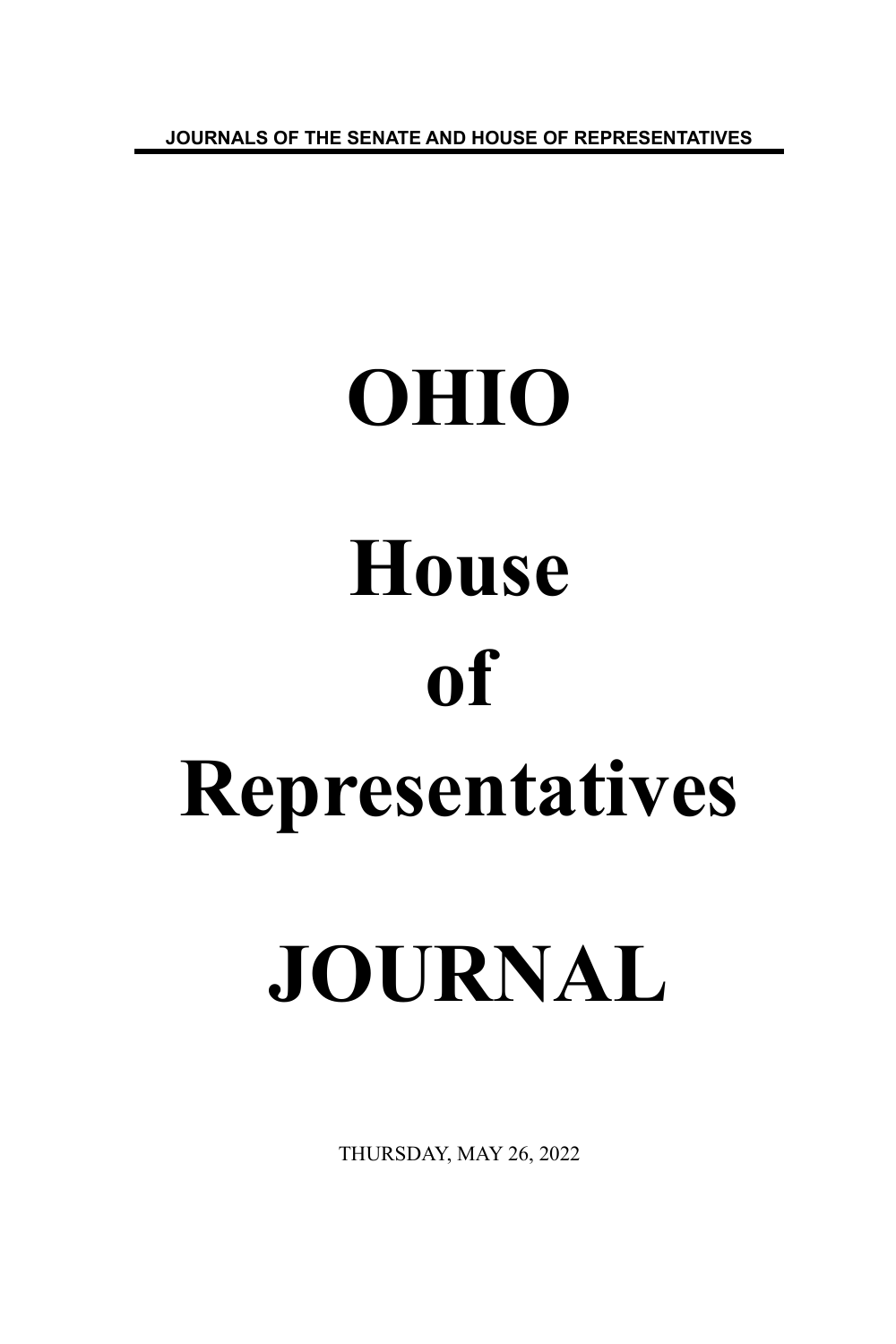JOURNALS OF THE SENATE AND HOUSE OF REPRESENTATIVES

# OHIO

# House

# of

# Representatives

# JOURNAL

THURSDAY, MAY 26, 2022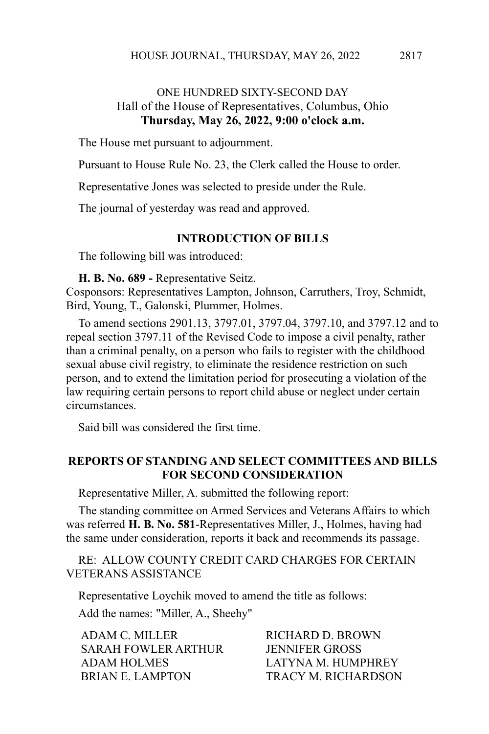ONE HUNDRED SIXTY-SECOND DAY
Hall of the House of Representatives, Columbus, Ohio
**Thursday, May 26, 2022, 9:00 o'clock a.m.**

The House met pursuant to adjournment.

Pursuant to House Rule No. 23, the Clerk called the House to order.

Representative Jones was selected to preside under the Rule.

The journal of yesterday was read and approved.

## INTRODUCTION OF BILLS

The following bill was introduced:

**H. B. No. 689 -** Representative Seitz.
Cosponsors: Representatives Lampton, Johnson, Carruthers, Troy, Schmidt, Bird, Young, T., Galonski, Plummer, Holmes.

To amend sections 2901.13, 3797.01, 3797.04, 3797.10, and 3797.12 and to repeal section 3797.11 of the Revised Code to impose a civil penalty, rather than a criminal penalty, on a person who fails to register with the childhood sexual abuse civil registry, to eliminate the residence restriction on such person, and to extend the limitation period for prosecuting a violation of the law requiring certain persons to report child abuse or neglect under certain circumstances.

Said bill was considered the first time.

## REPORTS OF STANDING AND SELECT COMMITTEES AND BILLS FOR SECOND CONSIDERATION

Representative Miller, A. submitted the following report:

The standing committee on Armed Services and Veterans Affairs to which was referred **H. B. No. 581**-Representatives Miller, J., Holmes, having had the same under consideration, reports it back and recommends its passage.

RE: ALLOW COUNTY CREDIT CARD CHARGES FOR CERTAIN VETERANS ASSISTANCE

Representative Loychik moved to amend the title as follows:

Add the names: "Miller, A., Sheehy"

ADAM C. MILLER
SARAH FOWLER ARTHUR
ADAM HOLMES
BRIAN E. LAMPTON
RICHARD D. BROWN
JENNIFER GROSS
LATYNA M. HUMPHREY
TRACY M. RICHARDSON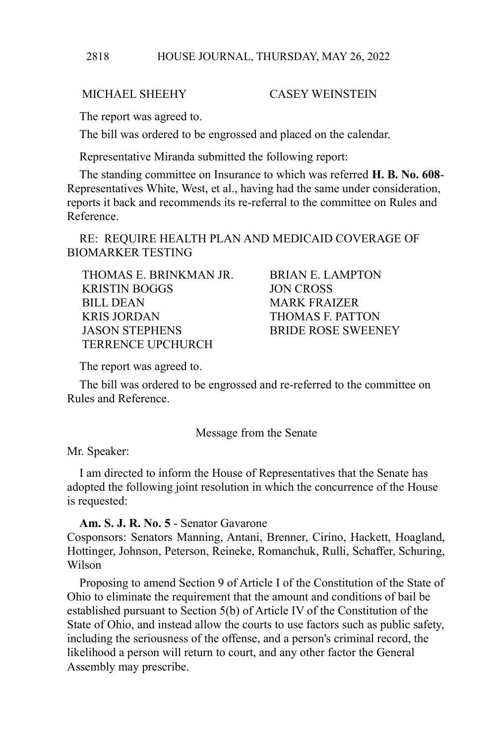MICHAEL SHEEHY CASEY WEINSTEIN

The report was agreed to.

The bill was ordered to be engrossed and placed on the calendar.

Representative Miranda submitted the following report:

The standing committee on Insurance to which was referred **H. B. No. 608**- Representatives White, West, et al., having had the same under consideration, reports it back and recommends its re-referral to the committee on Rules and Reference.

RE: REQUIRE HEALTH PLAN AND MEDICAID COVERAGE OF BIOMARKER TESTING

THOMAS E. BRINKMAN JR. BRIAN E. LAMPTON
KRISTIN BOGGS JON CROSS
BILL DEAN MARK FRAIZER
KRIS JORDAN THOMAS F. PATTON
JASON STEPHENS BRIDE ROSE SWEENEY
TERRENCE UPCHURCH

The report was agreed to.

The bill was ordered to be engrossed and re-referred to the committee on Rules and Reference.

Message from the Senate

Mr. Speaker:

I am directed to inform the House of Representatives that the Senate has adopted the following joint resolution in which the concurrence of the House is requested:

**Am. S. J. R. No. 5** - Senator Gavarone
Cosponsors: Senators Manning, Antani, Brenner, Cirino, Hackett, Hoagland, Hottinger, Johnson, Peterson, Reineke, Romanchuk, Rulli, Schaffer, Schuring, Wilson

Proposing to amend Section 9 of Article I of the Constitution of the State of Ohio to eliminate the requirement that the amount and conditions of bail be established pursuant to Section 5(b) of Article IV of the Constitution of the State of Ohio, and instead allow the courts to use factors such as public safety, including the seriousness of the offense, and a person's criminal record, the likelihood a person will return to court, and any other factor the General Assembly may prescribe.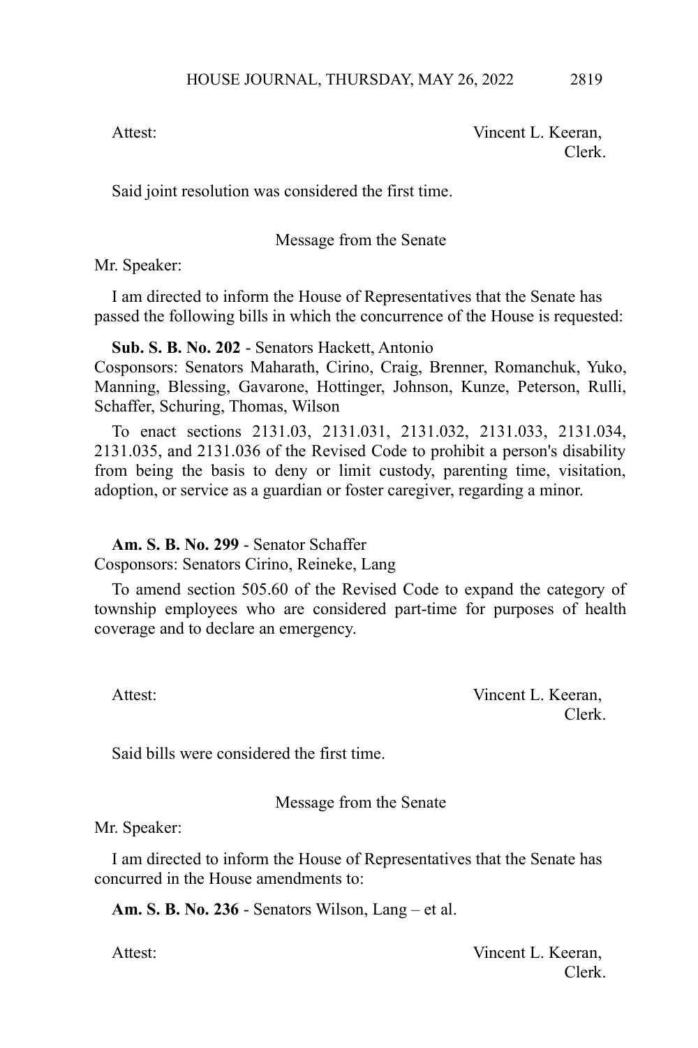Attest: Vincent L. Keeran,
Clerk.

Said joint resolution was considered the first time.

Message from the Senate

Mr. Speaker:

I am directed to inform the House of Representatives that the Senate has passed the following bills in which the concurrence of the House is requested:

**Sub. S. B. No. 202** - Senators Hackett, Antonio
Cosponsors: Senators Maharath, Cirino, Craig, Brenner, Romanchuk, Yuko, Manning, Blessing, Gavarone, Hottinger, Johnson, Kunze, Peterson, Rulli, Schaffer, Schuring, Thomas, Wilson

To enact sections 2131.03, 2131.031, 2131.032, 2131.033, 2131.034, 2131.035, and 2131.036 of the Revised Code to prohibit a person's disability from being the basis to deny or limit custody, parenting time, visitation, adoption, or service as a guardian or foster caregiver, regarding a minor.

**Am. S. B. No. 299** - Senator Schaffer
Cosponsors: Senators Cirino, Reineke, Lang

To amend section 505.60 of the Revised Code to expand the category of township employees who are considered part-time for purposes of health coverage and to declare an emergency.

Attest: Vincent L. Keeran,
Clerk.

Said bills were considered the first time.

Message from the Senate

Mr. Speaker:

I am directed to inform the House of Representatives that the Senate has concurred in the House amendments to:

**Am. S. B. No. 236** - Senators Wilson, Lang – et al.

Attest: Vincent L. Keeran,
Clerk.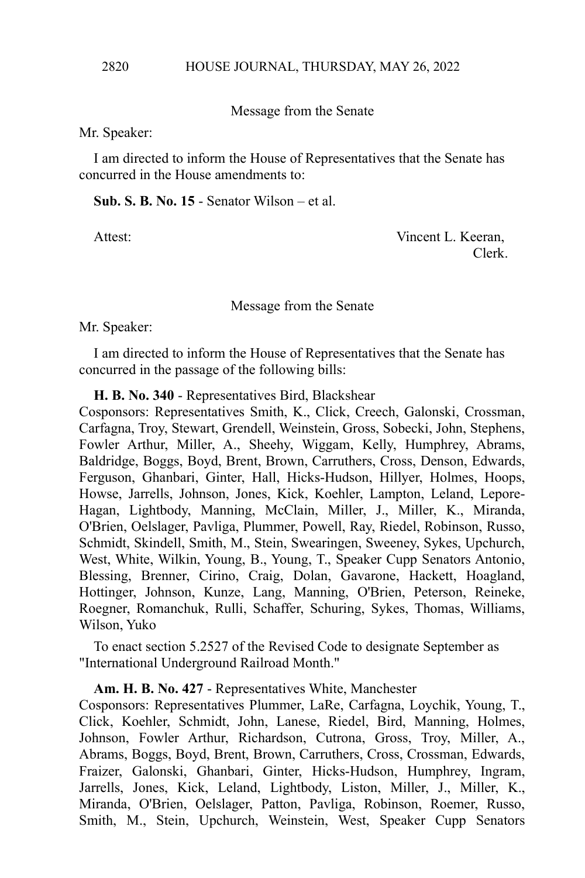Message from the Senate

Mr. Speaker:

I am directed to inform the House of Representatives that the Senate has concurred in the House amendments to:

**Sub. S. B. No. 15** - Senator Wilson – et al.

Attest: Vincent L. Keeran,
Clerk.

Message from the Senate

Mr. Speaker:

I am directed to inform the House of Representatives that the Senate has concurred in the passage of the following bills:

**H. B. No. 340** - Representatives Bird, Blackshear
Cosponsors: Representatives Smith, K., Click, Creech, Galonski, Crossman, Carfagna, Troy, Stewart, Grendell, Weinstein, Gross, Sobecki, John, Stephens, Fowler Arthur, Miller, A., Sheehy, Wiggam, Kelly, Humphrey, Abrams, Baldridge, Boggs, Boyd, Brent, Brown, Carruthers, Cross, Denson, Edwards, Ferguson, Ghanbari, Ginter, Hall, Hicks-Hudson, Hillyer, Holmes, Hoops, Howse, Jarrells, Johnson, Jones, Kick, Koehler, Lampton, Leland, Lepore-Hagan, Lightbody, Manning, McClain, Miller, J., Miller, K., Miranda, O'Brien, Oelslager, Pavliga, Plummer, Powell, Ray, Riedel, Robinson, Russo, Schmidt, Skindell, Smith, M., Stein, Swearingen, Sweeney, Sykes, Upchurch, West, White, Wilkin, Young, B., Young, T., Speaker Cupp Senators Antonio, Blessing, Brenner, Cirino, Craig, Dolan, Gavarone, Hackett, Hoagland, Hottinger, Johnson, Kunze, Lang, Manning, O'Brien, Peterson, Reineke, Roegner, Romanchuk, Rulli, Schaffer, Schuring, Sykes, Thomas, Williams, Wilson, Yuko

To enact section 5.2527 of the Revised Code to designate September as "International Underground Railroad Month."

**Am. H. B. No. 427** - Representatives White, Manchester
Cosponsors: Representatives Plummer, LaRe, Carfagna, Loychik, Young, T., Click, Koehler, Schmidt, John, Lanese, Riedel, Bird, Manning, Holmes, Johnson, Fowler Arthur, Richardson, Cutrona, Gross, Troy, Miller, A., Abrams, Boggs, Boyd, Brent, Brown, Carruthers, Cross, Crossman, Edwards, Fraizer, Galonski, Ghanbari, Ginter, Hicks-Hudson, Humphrey, Ingram, Jarrells, Jones, Kick, Leland, Lightbody, Liston, Miller, J., Miller, K., Miranda, O'Brien, Oelslager, Patton, Pavliga, Robinson, Roemer, Russo, Smith, M., Stein, Upchurch, Weinstein, West, Speaker Cupp Senators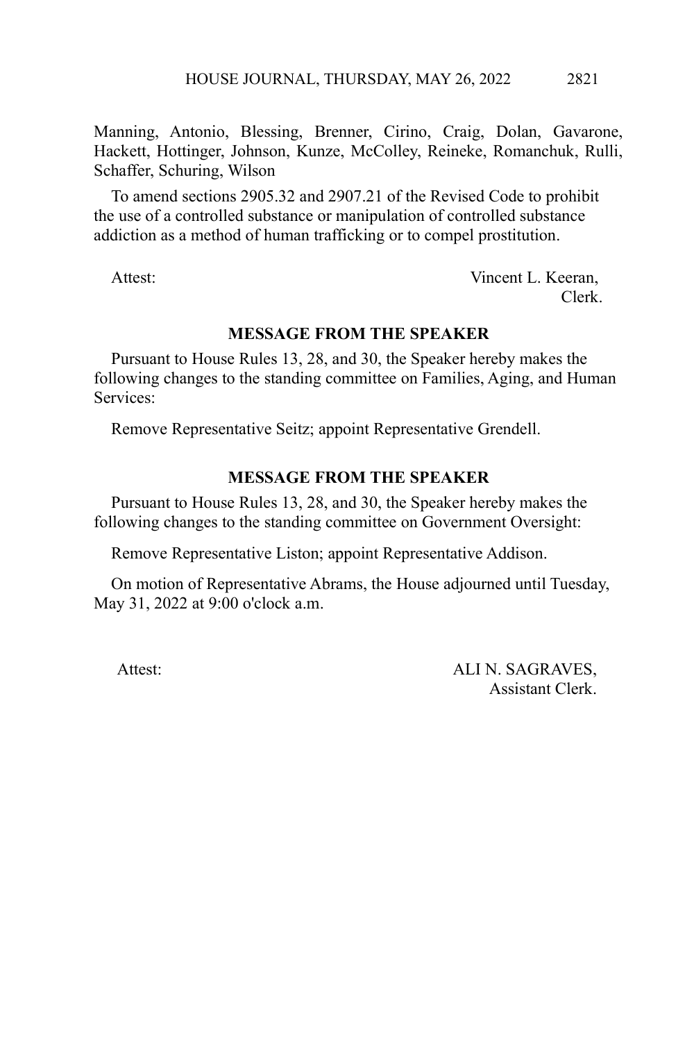Manning, Antonio, Blessing, Brenner, Cirino, Craig, Dolan, Gavarone, Hackett, Hottinger, Johnson, Kunze, McColley, Reineke, Romanchuk, Rulli, Schaffer, Schuring, Wilson

To amend sections 2905.32 and 2907.21 of the Revised Code to prohibit the use of a controlled substance or manipulation of controlled substance addiction as a method of human trafficking or to compel prostitution.

Attest: Vincent L. Keeran,
Clerk.

**MESSAGE FROM THE SPEAKER**

Pursuant to House Rules 13, 28, and 30, the Speaker hereby makes the following changes to the standing committee on Families, Aging, and Human Services:

Remove Representative Seitz; appoint Representative Grendell.

**MESSAGE FROM THE SPEAKER**

Pursuant to House Rules 13, 28, and 30, the Speaker hereby makes the following changes to the standing committee on Government Oversight:

Remove Representative Liston; appoint Representative Addison.

On motion of Representative Abrams, the House adjourned until Tuesday, May 31, 2022 at 9:00 o'clock a.m.

Attest: ALI N. SAGRAVES,
Assistant Clerk.